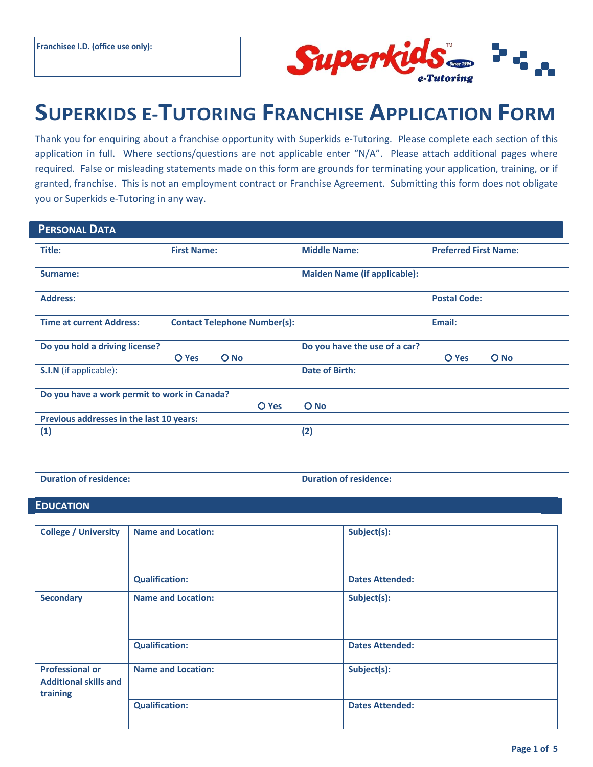Franchisee I.D. (office use only):

# Superkids e-Tutoring Franchise Application Form

Thank you for enquiring about a franchise opportunity with Superkids e-Tutoring. Please complete each section of this application in full. Where sections/questions are not applicable enter "N/A". Please attach additional pages where required. False or misleading statements made on this form are grounds for terminating your application, training, or if granted, franchise. This is not an employment contract or Franchise Agreement. Submitting this form does not obligate you or Superkids e-Tutoring in any way.

## Personal Data

| | | | |
|---|---|---|---|
| **Title:** | **First Name:** | **Middle Name:** | **Preferred First Name:** |
| **Surname:** | | **Maiden Name (if applicable):** | |
| **Address:** | | | **Postal Code:** |
| **Time at current Address:** | **Contact Telephone Number(s):** | | **Email:** |
| **Do you hold a driving license?** O Yes O No | | **Do you have the use of a car?** O Yes O No | |
| **S.I.N** (if applicable)**:** | | **Date of Birth:** | |
| **Do you have a work permit to work in Canada?** O Yes O No | | | |
| **Previous addresses in the last 10 years:** | | | |
| **(1)** | | **(2)** | |
| **Duration of residence:** | | **Duration of residence:** | |

## Education

| | | |
|---|---|---|
| **College / University** | **Name and Location:** | **Subject(s):** |
| | **Qualification:** | **Dates Attended:** |
| **Secondary** | **Name and Location:** | **Subject(s):** |
| | **Qualification:** | **Dates Attended:** |
| **Professional or Additional skills and training** | **Name and Location:** | **Subject(s):** |
| | **Qualification:** | **Dates Attended:** |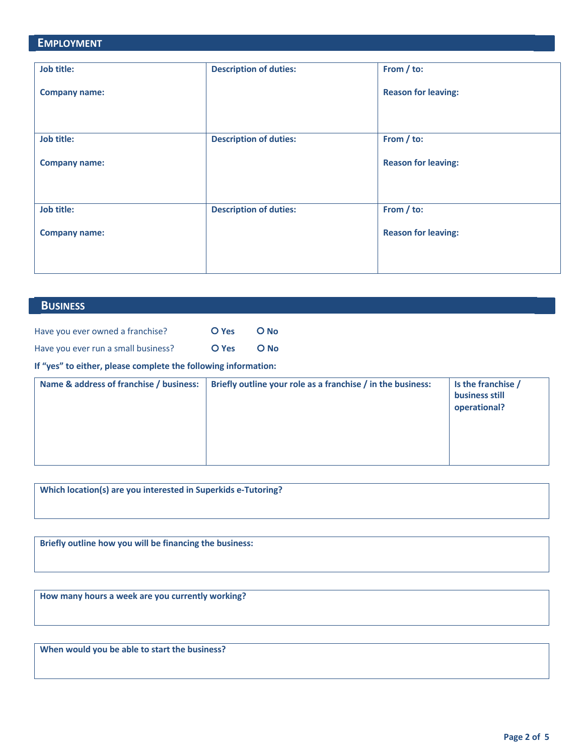## EMPLOYMENT

| Job title: <br><br> Company name: | Description of duties: | From / to: <br><br> Reason for leaving: |
|---|---|---|
| Job title: <br><br> Company name: | Description of duties: | From / to: <br><br> Reason for leaving: |
| Job title: <br><br> Company name: | Description of duties: | From / to: <br><br> Reason for leaving: |

## BUSINESS

Have you ever owned a franchise? ○ Yes ○ No

Have you ever run a small business? ○ Yes ○ No

**If "yes" to either, please complete the following information:**

| Name & address of franchise / business: | Briefly outline your role as a franchise / in the business: | Is the franchise / business still operational? |
|---|---|---|
| | | |

**Which location(s) are you interested in Superkids e-Tutoring?**

**Briefly outline how you will be financing the business:**

**How many hours a week are you currently working?**

**When would you be able to start the business?**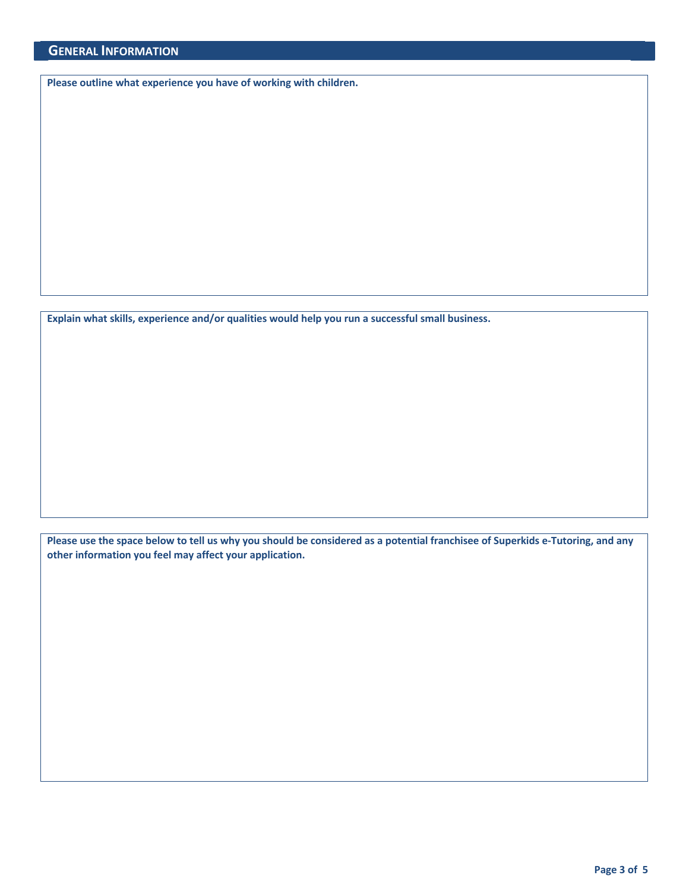## General Information

**Please outline what experience you have of working with children.**

**Explain what skills, experience and/or qualities would help you run a successful small business.**

**Please use the space below to tell us why you should be considered as a potential franchisee of Superkids e-Tutoring, and any other information you feel may affect your application.**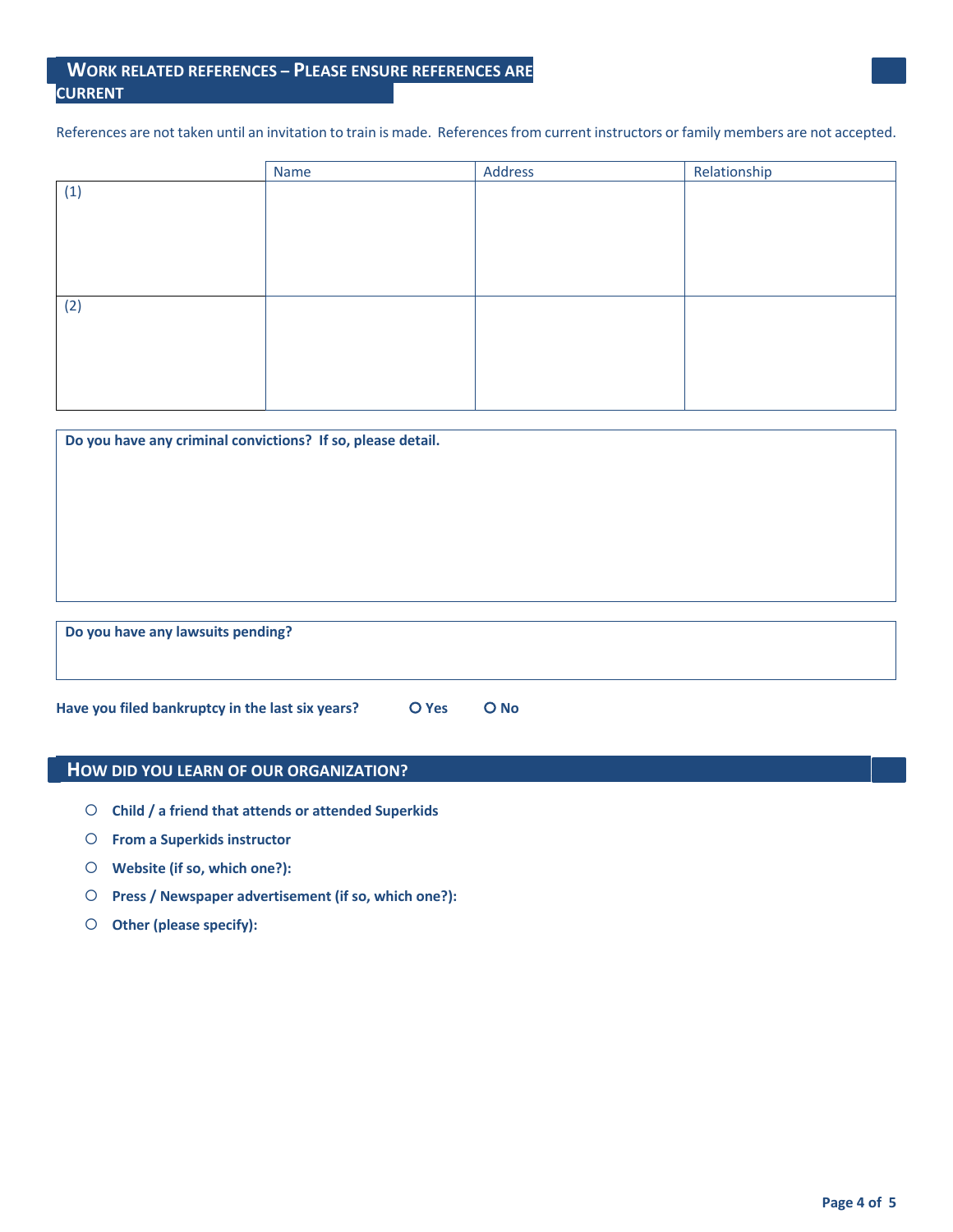## WORK RELATED REFERENCES – PLEASE ENSURE REFERENCES ARE CURRENT

References are not taken until an invitation to train is made. References from current instructors or family members are not accepted.

| | Name | Address | Relationship |
|---|---|---|---|
| (1) | | | |
| (2) | | | |

**Do you have any criminal convictions? If so, please detail.**

**Do you have any lawsuits pending?**

**Have you filed bankruptcy in the last six years?** ○ **Yes** ○ **No**

## HOW DID YOU LEARN OF OUR ORGANIZATION?

- ○ **Child / a friend that attends or attended Superkids**
- ○ **From a Superkids instructor**
- ○ **Website (if so, which one?):**
- ○ **Press / Newspaper advertisement (if so, which one?):**
- ○ **Other (please specify):**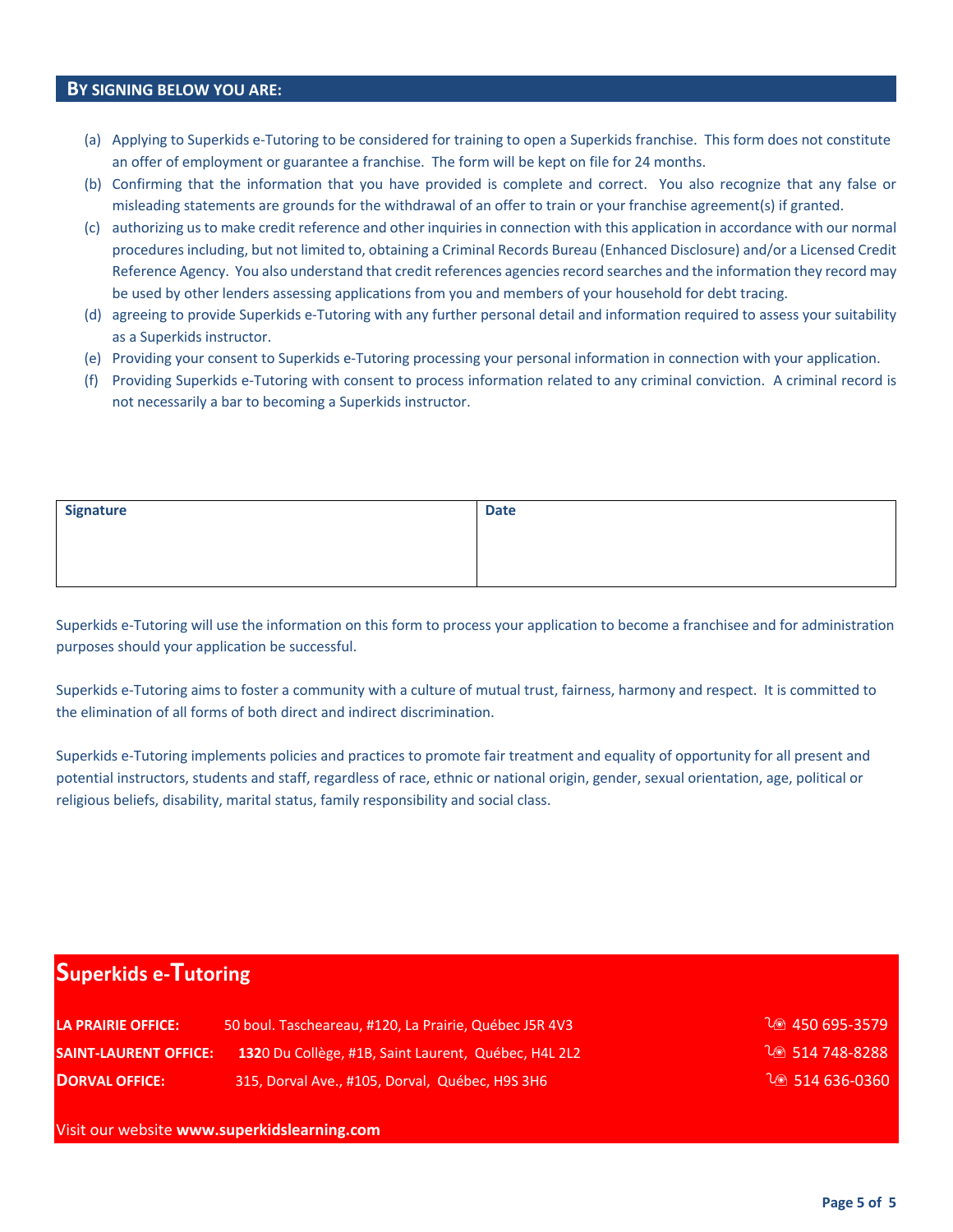## BY SIGNING BELOW YOU ARE:

(a) Applying to Superkids e-Tutoring to be considered for training to open a Superkids franchise. This form does not constitute an offer of employment or guarantee a franchise. The form will be kept on file for 24 months.

(b) Confirming that the information that you have provided is complete and correct. You also recognize that any false or misleading statements are grounds for the withdrawal of an offer to train or your franchise agreement(s) if granted.

(c) authorizing us to make credit reference and other inquiries in connection with this application in accordance with our normal procedures including, but not limited to, obtaining a Criminal Records Bureau (Enhanced Disclosure) and/or a Licensed Credit Reference Agency. You also understand that credit references agencies record searches and the information they record may be used by other lenders assessing applications from you and members of your household for debt tracing.

(d) agreeing to provide Superkids e-Tutoring with any further personal detail and information required to assess your suitability as a Superkids instructor.

(e) Providing your consent to Superkids e-Tutoring processing your personal information in connection with your application.

(f) Providing Superkids e-Tutoring with consent to process information related to any criminal conviction. A criminal record is not necessarily a bar to becoming a Superkids instructor.

| Signature | Date |
|---|---|
| | |

Superkids e-Tutoring will use the information on this form to process your application to become a franchisee and for administration purposes should your application be successful.

Superkids e-Tutoring aims to foster a community with a culture of mutual trust, fairness, harmony and respect. It is committed to the elimination of all forms of both direct and indirect discrimination.

Superkids e-Tutoring implements policies and practices to promote fair treatment and equality of opportunity for all present and potential instructors, students and staff, regardless of race, ethnic or national origin, gender, sexual orientation, age, political or religious beliefs, disability, marital status, family responsibility and social class.

## Superkids e-Tutoring

| | | |
|---|---|---|
| **LA PRAIRIE OFFICE:** | 50 boul. Taschereau, #120, La Prairie, Québec J5R 4V3 | 450 695-3579 |
| **SAINT-LAURENT OFFICE:** | 1320 Du Collège, #1B, Saint Laurent, Québec, H4L 2L2 | 514 748-8288 |
| **DORVAL OFFICE:** | 315, Dorval Ave., #105, Dorval, Québec, H9S 3H6 | 514 636-0360 |

Visit our website **www.superkidslearning.com**